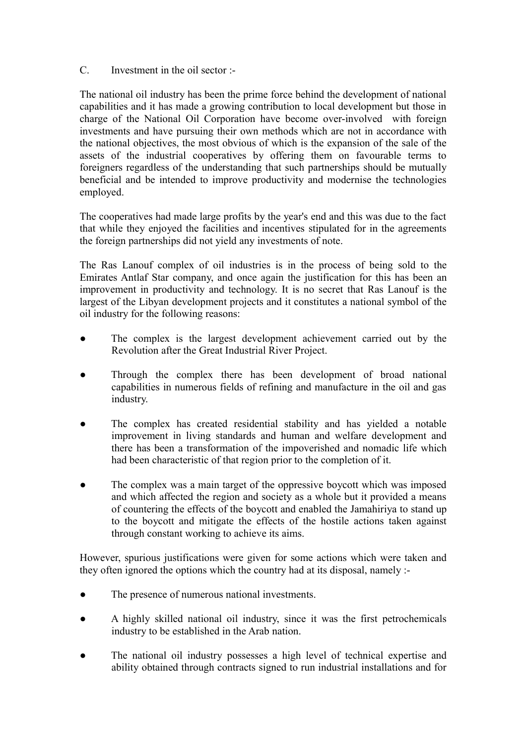C. Investment in the oil sector :-

The national oil industry has been the prime force behind the development of national capabilities and it has made a growing contribution to local development but those in charge of the National Oil Corporation have become over-involved with foreign investments and have pursuing their own methods which are not in accordance with the national objectives, the most obvious of which is the expansion of the sale of the assets of the industrial cooperatives by offering them on favourable terms to foreigners regardless of the understanding that such partnerships should be mutually beneficial and be intended to improve productivity and modernise the technologies employed.

The cooperatives had made large profits by the year's end and this was due to the fact that while they enjoyed the facilities and incentives stipulated for in the agreements the foreign partnerships did not yield any investments of note.

The Ras Lanouf complex of oil industries is in the process of being sold to the Emirates Antlaf Star company, and once again the justification for this has been an improvement in productivity and technology. It is no secret that Ras Lanouf is the largest of the Libyan development projects and it constitutes a national symbol of the oil industry for the following reasons:

- The complex is the largest development achievement carried out by the Revolution after the Great Industrial River Project.
- Through the complex there has been development of broad national capabilities in numerous fields of refining and manufacture in the oil and gas industry.
- The complex has created residential stability and has yielded a notable improvement in living standards and human and welfare development and there has been a transformation of the impoverished and nomadic life which had been characteristic of that region prior to the completion of it.
- The complex was a main target of the oppressive boycott which was imposed and which affected the region and society as a whole but it provided a means of countering the effects of the boycott and enabled the Jamahiriya to stand up to the boycott and mitigate the effects of the hostile actions taken against through constant working to achieve its aims.

However, spurious justifications were given for some actions which were taken and they often ignored the options which the country had at its disposal, namely :-

- The presence of numerous national investments.
- A highly skilled national oil industry, since it was the first petrochemicals industry to be established in the Arab nation.
- The national oil industry possesses a high level of technical expertise and ability obtained through contracts signed to run industrial installations and for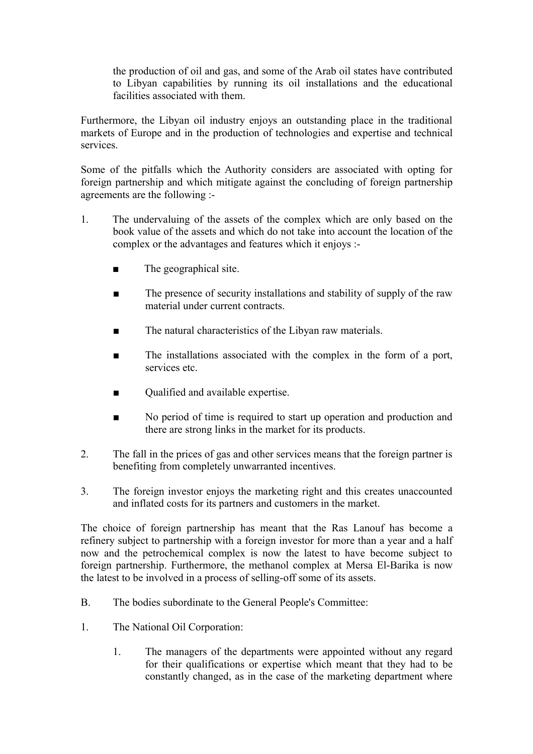the production of oil and gas, and some of the Arab oil states have contributed to Libyan capabilities by running its oil installations and the educational facilities associated with them.

Furthermore, the Libyan oil industry enjoys an outstanding place in the traditional markets of Europe and in the production of technologies and expertise and technical services.

Some of the pitfalls which the Authority considers are associated with opting for foreign partnership and which mitigate against the concluding of foreign partnership agreements are the following :-

1. The undervaluing of the assets of the complex which are only based on the book value of the assets and which do not take into account the location of the complex or the advantages and features which it enjoys :-

   - The geographical site.
   - The presence of security installations and stability of supply of the raw material under current contracts.
   - The natural characteristics of the Libyan raw materials.
   - The installations associated with the complex in the form of a port, services etc.
   - Qualified and available expertise.
   - No period of time is required to start up operation and production and there are strong links in the market for its products.

2. The fall in the prices of gas and other services means that the foreign partner is benefiting from completely unwarranted incentives.

3. The foreign investor enjoys the marketing right and this creates unaccounted and inflated costs for its partners and customers in the market.

The choice of foreign partnership has meant that the Ras Lanouf has become a refinery subject to partnership with a foreign investor for more than a year and a half now and the petrochemical complex is now the latest to have become subject to foreign partnership. Furthermore, the methanol complex at Mersa El-Barika is now the latest to be involved in a process of selling-off some of its assets.

B. The bodies subordinate to the General People's Committee:

1. The National Oil Corporation:

   1. The managers of the departments were appointed without any regard for their qualifications or expertise which meant that they had to be constantly changed, as in the case of the marketing department where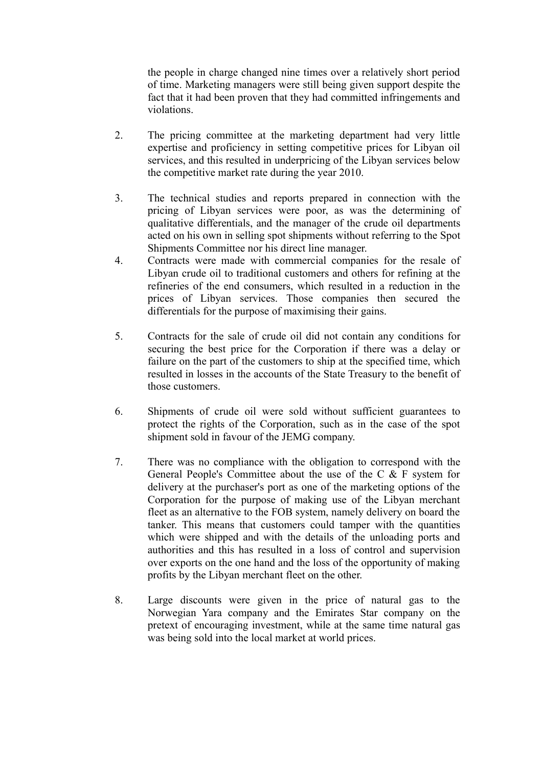the people in charge changed nine times over a relatively short period of time. Marketing managers were still being given support despite the fact that it had been proven that they had committed infringements and violations.

2. The pricing committee at the marketing department had very little expertise and proficiency in setting competitive prices for Libyan oil services, and this resulted in underpricing of the Libyan services below the competitive market rate during the year 2010.

3. The technical studies and reports prepared in connection with the pricing of Libyan services were poor, as was the determining of qualitative differentials, and the manager of the crude oil departments acted on his own in selling spot shipments without referring to the Spot Shipments Committee nor his direct line manager.

4. Contracts were made with commercial companies for the resale of Libyan crude oil to traditional customers and others for refining at the refineries of the end consumers, which resulted in a reduction in the prices of Libyan services. Those companies then secured the differentials for the purpose of maximising their gains.

5. Contracts for the sale of crude oil did not contain any conditions for securing the best price for the Corporation if there was a delay or failure on the part of the customers to ship at the specified time, which resulted in losses in the accounts of the State Treasury to the benefit of those customers.

6. Shipments of crude oil were sold without sufficient guarantees to protect the rights of the Corporation, such as in the case of the spot shipment sold in favour of the JEMG company.

7. There was no compliance with the obligation to correspond with the General People's Committee about the use of the C & F system for delivery at the purchaser's port as one of the marketing options of the Corporation for the purpose of making use of the Libyan merchant fleet as an alternative to the FOB system, namely delivery on board the tanker. This means that customers could tamper with the quantities which were shipped and with the details of the unloading ports and authorities and this has resulted in a loss of control and supervision over exports on the one hand and the loss of the opportunity of making profits by the Libyan merchant fleet on the other.

8. Large discounts were given in the price of natural gas to the Norwegian Yara company and the Emirates Star company on the pretext of encouraging investment, while at the same time natural gas was being sold into the local market at world prices.